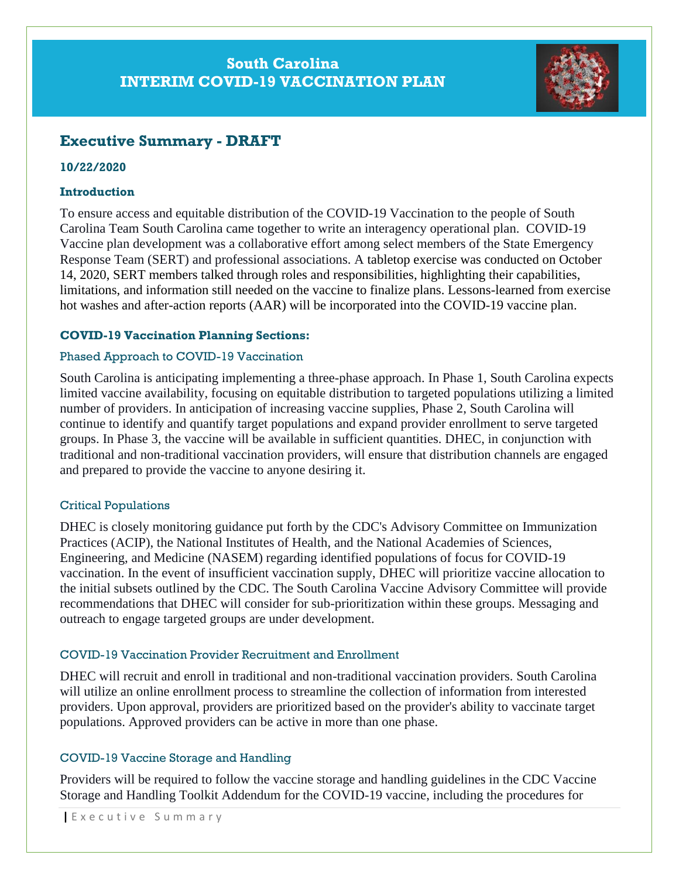# South Carolina
# INTERIM COVID-19 VACCINATION PLAN

## Executive Summary - DRAFT

**10/22/2020**

### Introduction

To ensure access and equitable distribution of the COVID-19 Vaccination to the people of South Carolina Team South Carolina came together to write an interagency operational plan. COVID-19 Vaccine plan development was a collaborative effort among select members of the State Emergency Response Team (SERT) and professional associations. A tabletop exercise was conducted on October 14, 2020, SERT members talked through roles and responsibilities, highlighting their capabilities, limitations, and information still needed on the vaccine to finalize plans. Lessons-learned from exercise hot washes and after-action reports (AAR) will be incorporated into the COVID-19 vaccine plan.

### COVID-19 Vaccination Planning Sections:

#### Phased Approach to COVID-19 Vaccination

South Carolina is anticipating implementing a three-phase approach. In Phase 1, South Carolina expects limited vaccine availability, focusing on equitable distribution to targeted populations utilizing a limited number of providers. In anticipation of increasing vaccine supplies, Phase 2, South Carolina will continue to identify and quantify target populations and expand provider enrollment to serve targeted groups. In Phase 3, the vaccine will be available in sufficient quantities. DHEC, in conjunction with traditional and non-traditional vaccination providers, will ensure that distribution channels are engaged and prepared to provide the vaccine to anyone desiring it.

#### Critical Populations

DHEC is closely monitoring guidance put forth by the CDC's Advisory Committee on Immunization Practices (ACIP), the National Institutes of Health, and the National Academies of Sciences, Engineering, and Medicine (NASEM) regarding identified populations of focus for COVID-19 vaccination. In the event of insufficient vaccination supply, DHEC will prioritize vaccine allocation to the initial subsets outlined by the CDC. The South Carolina Vaccine Advisory Committee will provide recommendations that DHEC will consider for sub-prioritization within these groups. Messaging and outreach to engage targeted groups are under development.

#### COVID-19 Vaccination Provider Recruitment and Enrollment

DHEC will recruit and enroll in traditional and non-traditional vaccination providers. South Carolina will utilize an online enrollment process to streamline the collection of information from interested providers. Upon approval, providers are prioritized based on the provider's ability to vaccinate target populations. Approved providers can be active in more than one phase.

#### COVID-19 Vaccine Storage and Handling

Providers will be required to follow the vaccine storage and handling guidelines in the CDC Vaccine Storage and Handling Toolkit Addendum for the COVID-19 vaccine, including the procedures for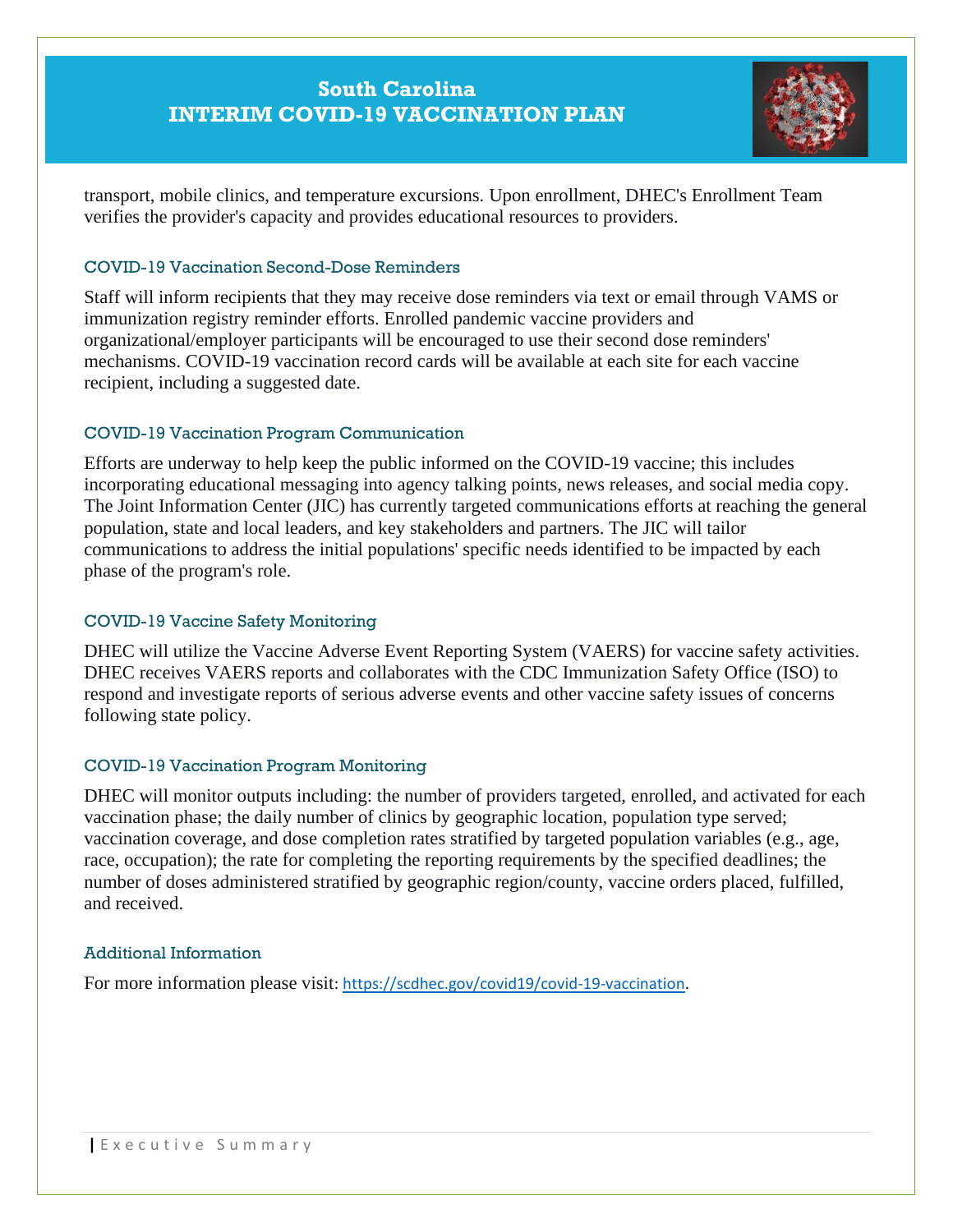transport, mobile clinics, and temperature excursions. Upon enrollment, DHEC's Enrollment Team verifies the provider's capacity and provides educational resources to providers.

### COVID-19 Vaccination Second-Dose Reminders

Staff will inform recipients that they may receive dose reminders via text or email through VAMS or immunization registry reminder efforts. Enrolled pandemic vaccine providers and organizational/employer participants will be encouraged to use their second dose reminders' mechanisms. COVID-19 vaccination record cards will be available at each site for each vaccine recipient, including a suggested date.

### COVID-19 Vaccination Program Communication

Efforts are underway to help keep the public informed on the COVID-19 vaccine; this includes incorporating educational messaging into agency talking points, news releases, and social media copy. The Joint Information Center (JIC) has currently targeted communications efforts at reaching the general population, state and local leaders, and key stakeholders and partners. The JIC will tailor communications to address the initial populations' specific needs identified to be impacted by each phase of the program's role.

### COVID-19 Vaccine Safety Monitoring

DHEC will utilize the Vaccine Adverse Event Reporting System (VAERS) for vaccine safety activities. DHEC receives VAERS reports and collaborates with the CDC Immunization Safety Office (ISO) to respond and investigate reports of serious adverse events and other vaccine safety issues of concerns following state policy.

### COVID-19 Vaccination Program Monitoring

DHEC will monitor outputs including: the number of providers targeted, enrolled, and activated for each vaccination phase; the daily number of clinics by geographic location, population type served; vaccination coverage, and dose completion rates stratified by targeted population variables (e.g., age, race, occupation); the rate for completing the reporting requirements by the specified deadlines; the number of doses administered stratified by geographic region/county, vaccine orders placed, fulfilled, and received.

### Additional Information

For more information please visit: https://scdhec.gov/covid19/covid-19-vaccination.